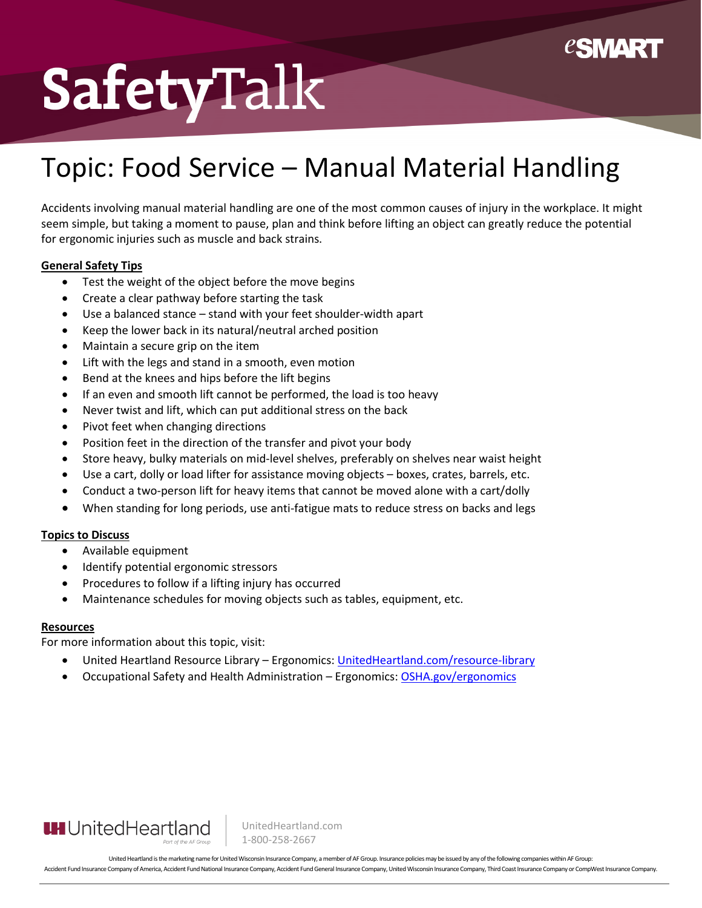# SafetyTalk

eSMART

## Topic: Food Service – Manual Material Handling

Accidents involving manual material handling are one of the most common causes of injury in the workplace. It might seem simple, but taking a moment to pause, plan and think before lifting an object can greatly reduce the potential for ergonomic injuries such as muscle and back strains.

### General Safety Tips

- Test the weight of the object before the move begins
- Create a clear pathway before starting the task
- Use a balanced stance – stand with your feet shoulder-width apart
- Keep the lower back in its natural/neutral arched position
- Maintain a secure grip on the item
- Lift with the legs and stand in a smooth, even motion
- Bend at the knees and hips before the lift begins
- If an even and smooth lift cannot be performed, the load is too heavy
- Never twist and lift, which can put additional stress on the back
- Pivot feet when changing directions
- Position feet in the direction of the transfer and pivot your body
- Store heavy, bulky materials on mid-level shelves, preferably on shelves near waist height
- Use a cart, dolly or load lifter for assistance moving objects – boxes, crates, barrels, etc.
- Conduct a two-person lift for heavy items that cannot be moved alone with a cart/dolly
- When standing for long periods, use anti-fatigue mats to reduce stress on backs and legs

### Topics to Discuss

- Available equipment
- Identify potential ergonomic stressors
- Procedures to follow if a lifting injury has occurred
- Maintenance schedules for moving objects such as tables, equipment, etc.

### Resources

For more information about this topic, visit:

- United Heartland Resource Library – Ergonomics: [UnitedHeartland.com/resource-library](UnitedHeartland.com/resource-library)
- Occupational Safety and Health Administration – Ergonomics: [OSHA.gov/ergonomics](OSHA.gov/ergonomics)

UnitedHeartland
Part of the AF Group

UnitedHeartland.com
1-800-258-2667

United Heartland is the marketing name for United Wisconsin Insurance Company, a member of AF Group. Insurance policies may be issued by any of the following companies within AF Group: Accident Fund Insurance Company of America, Accident Fund National Insurance Company, Accident Fund General Insurance Company, United Wisconsin Insurance Company, Third Coast Insurance Company or CompWest Insurance Company.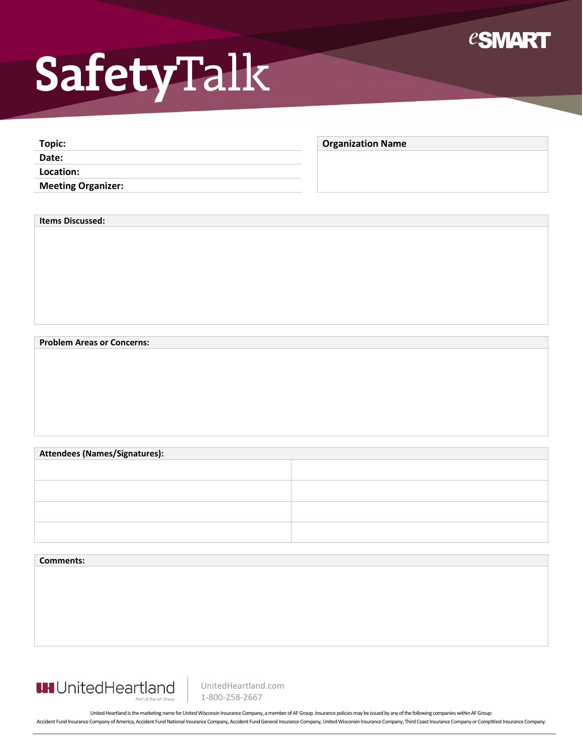# SafetyTalk

*e*SMART

**Topic:**

**Date:**

**Location:**

**Meeting Organizer:**

**Organization Name**

**Items Discussed:**

**Problem Areas or Concerns:**

**Attendees (Names/Signatures):**

| | |
|---|---|
| | |
| | |
| | |
| | |

**Comments:**

UnitedHeartland
Part of the AF Group

UnitedHeartland.com
1-800-258-2667

United Heartland is the marketing name for United Wisconsin Insurance Company, a member of AF Group. Insurance policies may be issued by any of the following companies within AF Group: Accident Fund Insurance Company of America, Accident Fund National Insurance Company, Accident Fund General Insurance Company, United Wisconsin Insurance Company, Third Coast Insurance Company or CompWest Insurance Company.